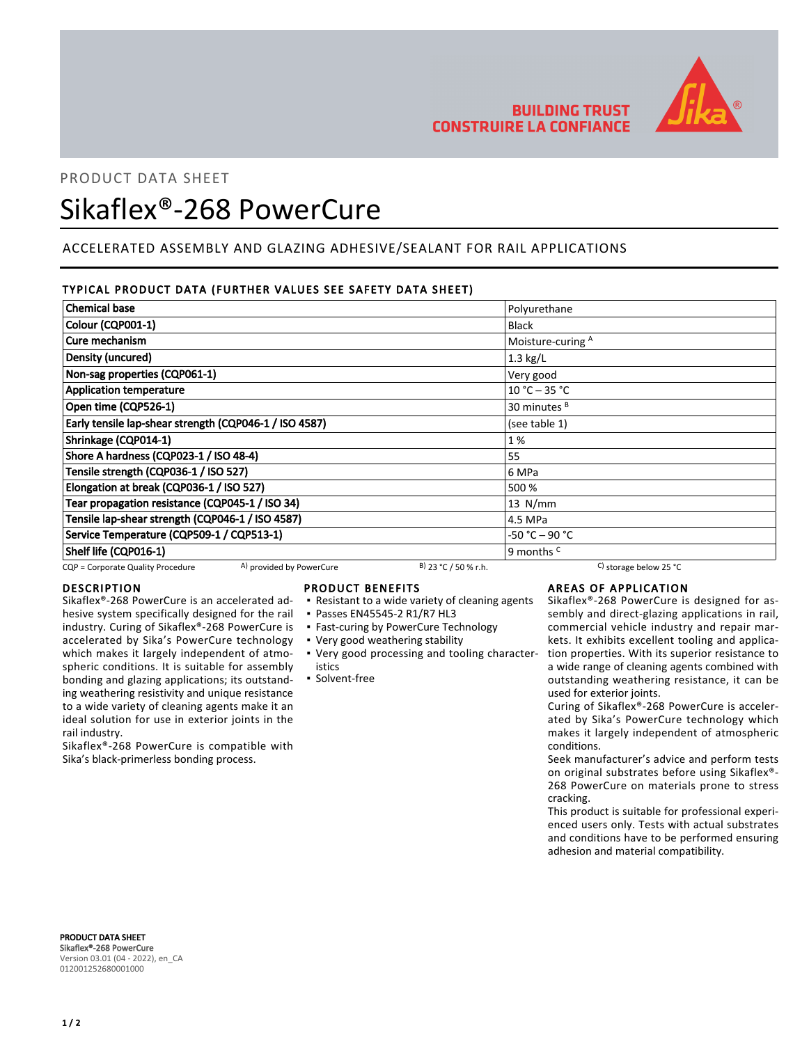BUILDING TRUST
CONSTRUIRE LA CONFIANCE

PRODUCT DATA SHEET

# Sikaflex®-268 PowerCure

## ACCELERATED ASSEMBLY AND GLAZING ADHESIVE/SEALANT FOR RAIL APPLICATIONS

### TYPICAL PRODUCT DATA (FURTHER VALUES SEE SAFETY DATA SHEET)

| Property | Value |
|---|---|
| **Chemical base** | Polyurethane |
| **Colour (CQP001-1)** | Black |
| **Cure mechanism** | Moisture-curing [A] |
| **Density (uncured)** | 1.3 kg/L |
| **Non-sag properties (CQP061-1)** | Very good |
| **Application temperature** | 10 °C – 35 °C |
| **Open time (CQP526-1)** | 30 minutes [B] |
| **Early tensile lap-shear strength (CQP046-1 / ISO 4587)** | (see table 1) |
| **Shrinkage (CQP014-1)** | 1 % |
| **Shore A hardness (CQP023-1 / ISO 48-4)** | 55 |
| **Tensile strength (CQP036-1 / ISO 527)** | 6 MPa |
| **Elongation at break (CQP036-1 / ISO 527)** | 500 % |
| **Tear propagation resistance (CQP045-1 / ISO 34)** | 13 N/mm |
| **Tensile lap-shear strength (CQP046-1 / ISO 4587)** | 4.5 MPa |
| **Service Temperature (CQP509-1 / CQP513-1)** | -50 °C – 90 °C |
| **Shelf life (CQP016-1)** | 9 months [C] |

CQP = Corporate Quality Procedure  [A] provided by PowerCure  [B] 23 °C / 50 % r.h.  [C] storage below 25 °C

### DESCRIPTION

Sikaflex®-268 PowerCure is an accelerated adhesive system specifically designed for the rail industry. Curing of Sikaflex®-268 PowerCure is accelerated by Sika's PowerCure technology which makes it largely independent of atmospheric conditions. It is suitable for assembly bonding and glazing applications; its outstanding weathering resistivity and unique resistance to a wide variety of cleaning agents make it an ideal solution for use in exterior joints in the rail industry.

Sikaflex®-268 PowerCure is compatible with Sika's black-primerless bonding process.

### PRODUCT BENEFITS

- Resistant to a wide variety of cleaning agents
- Passes EN45545-2 R1/R7 HL3
- Fast-curing by PowerCure Technology
- Very good weathering stability
- Very good processing and tooling characteristics
- Solvent-free

### AREAS OF APPLICATION

Sikaflex®-268 PowerCure is designed for assembly and direct-glazing applications in rail, commercial vehicle industry and repair markets. It exhibits excellent tooling and application properties. With its superior resistance to a wide range of cleaning agents combined with outstanding weathering resistance, it can be used for exterior joints.

Curing of Sikaflex®-268 PowerCure is accelerated by Sika's PowerCure technology which makes it largely independent of atmospheric conditions.

Seek manufacturer's advice and perform tests on original substrates before using Sikaflex®-268 PowerCure on materials prone to stress cracking.

This product is suitable for professional experienced users only. Tests with actual substrates and conditions have to be performed ensuring adhesion and material compatibility.

**PRODUCT DATA SHEET**
**Sikaflex®-268 PowerCure**
Version 03.01 (04 - 2022), en_CA
012001252680001000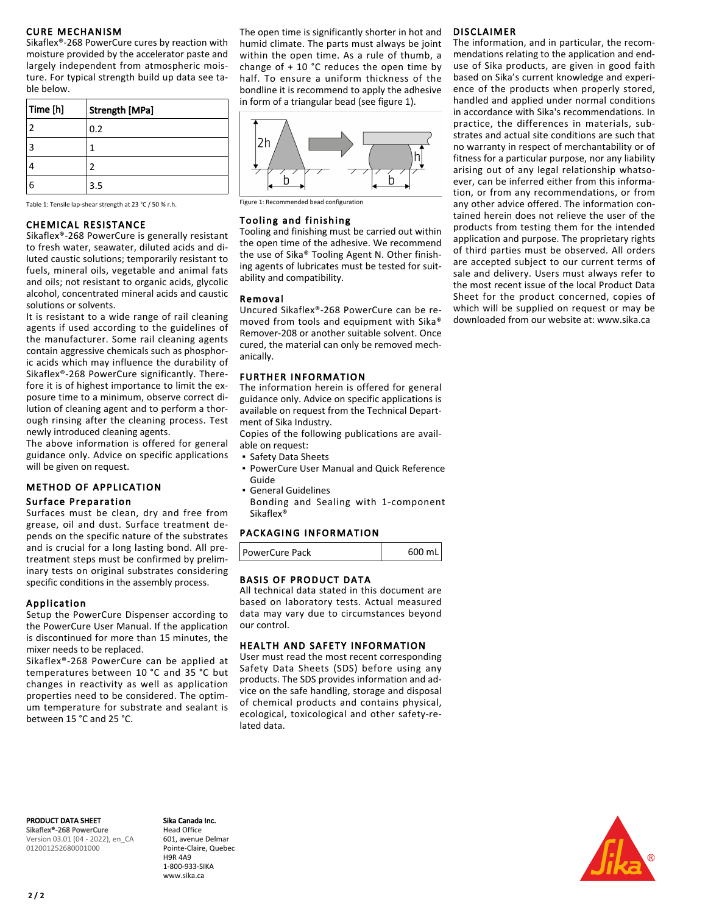## CURE MECHANISM

Sikaflex®-268 PowerCure cures by reaction with moisture provided by the accelerator paste and largely independent from atmospheric moisture. For typical strength build up data see table below.

| Time [h] | Strength [MPa] |
|---|---|
| 2 | 0.2 |
| 3 | 1 |
| 4 | 2 |
| 6 | 3.5 |

Table 1: Tensile lap-shear strength at 23 °C / 50 % r.h.

## CHEMICAL RESISTANCE

Sikaflex®-268 PowerCure is generally resistant to fresh water, seawater, diluted acids and diluted caustic solutions; temporarily resistant to fuels, mineral oils, vegetable and animal fats and oils; not resistant to organic acids, glycolic alcohol, concentrated mineral acids and caustic solutions or solvents.

It is resistant to a wide range of rail cleaning agents if used according to the guidelines of the manufacturer. Some rail cleaning agents contain aggressive chemicals such as phosphoric acids which may influence the durability of Sikaflex®-268 PowerCure significantly. Therefore it is of highest importance to limit the exposure time to a minimum, observe correct dilution of cleaning agent and to perform a thorough rinsing after the cleaning process. Test newly introduced cleaning agents.

The above information is offered for general guidance only. Advice on specific applications will be given on request.

## METHOD OF APPLICATION

### Surface Preparation

Surfaces must be clean, dry and free from grease, oil and dust. Surface treatment depends on the specific nature of the substrates and is crucial for a long lasting bond. All pretreatment steps must be confirmed by preliminary tests on original substrates considering specific conditions in the assembly process.

### Application

Setup the PowerCure Dispenser according to the PowerCure User Manual. If the application is discontinued for more than 15 minutes, the mixer needs to be replaced.

Sikaflex®-268 PowerCure can be applied at temperatures between 10 °C and 35 °C but changes in reactivity as well as application properties need to be considered. The optimum temperature for substrate and sealant is between 15 °C and 25 °C.

The open time is significantly shorter in hot and humid climate. The parts must always be joint within the open time. As a rule of thumb, a change of + 10 °C reduces the open time by half. To ensure a uniform thickness of the bondline it is recommend to apply the adhesive in form of a triangular bead (see figure 1).

2h
b
h
b

Figure 1: Recommended bead configuration

### Tooling and finishing

Tooling and finishing must be carried out within the open time of the adhesive. We recommend the use of Sika® Tooling Agent N. Other finishing agents of lubricates must be tested for suitability and compatibility.

### Removal

Uncured Sikaflex®-268 PowerCure can be removed from tools and equipment with Sika® Remover-208 or another suitable solvent. Once cured, the material can only be removed mechanically.

## FURTHER INFORMATION

The information herein is offered for general guidance only. Advice on specific applications is available on request from the Technical Department of Sika Industry.

Copies of the following publications are available on request:

- Safety Data Sheets
- PowerCure User Manual and Quick Reference Guide
- General Guidelines
  Bonding and Sealing with 1-component Sikaflex®

## PACKAGING INFORMATION

| | |
|---|---|
| PowerCure Pack | 600 mL |

## BASIS OF PRODUCT DATA

All technical data stated in this document are based on laboratory tests. Actual measured data may vary due to circumstances beyond our control.

## HEALTH AND SAFETY INFORMATION

User must read the most recent corresponding Safety Data Sheets (SDS) before using any products. The SDS provides information and advice on the safe handling, storage and disposal of chemical products and contains physical, ecological, toxicological and other safety-related data.

## DISCLAIMER

The information, and in particular, the recommendations relating to the application and end-use of Sika products, are given in good faith based on Sika's current knowledge and experience of the products when properly stored, handled and applied under normal conditions in accordance with Sika's recommendations. In practice, the differences in materials, substrates and actual site conditions are such that no warranty in respect of merchantability or of fitness for a particular purpose, nor any liability arising out of any legal relationship whatsoever, can be inferred either from this information, or from any written recommendations, or from any other advice offered. The information contained herein does not relieve the user of the products from testing them for the intended application and purpose. The proprietary rights of third parties must be observed. All orders are accepted subject to our current terms of sale and delivery. Users must always refer to the most recent issue of the local Product Data Sheet for the product concerned, copies of which will be supplied on request or may be downloaded from our website at: www.sika.ca

**PRODUCT DATA SHEET**
**Sikaflex®-268 PowerCure**
Version 03.01 (04 - 2022), en_CA
012001252680001000

**Sika Canada Inc.**
Head Office
601, avenue Delmar
Pointe-Claire, Quebec
H9R 4A9
1-800-933-SIKA
www.sika.ca